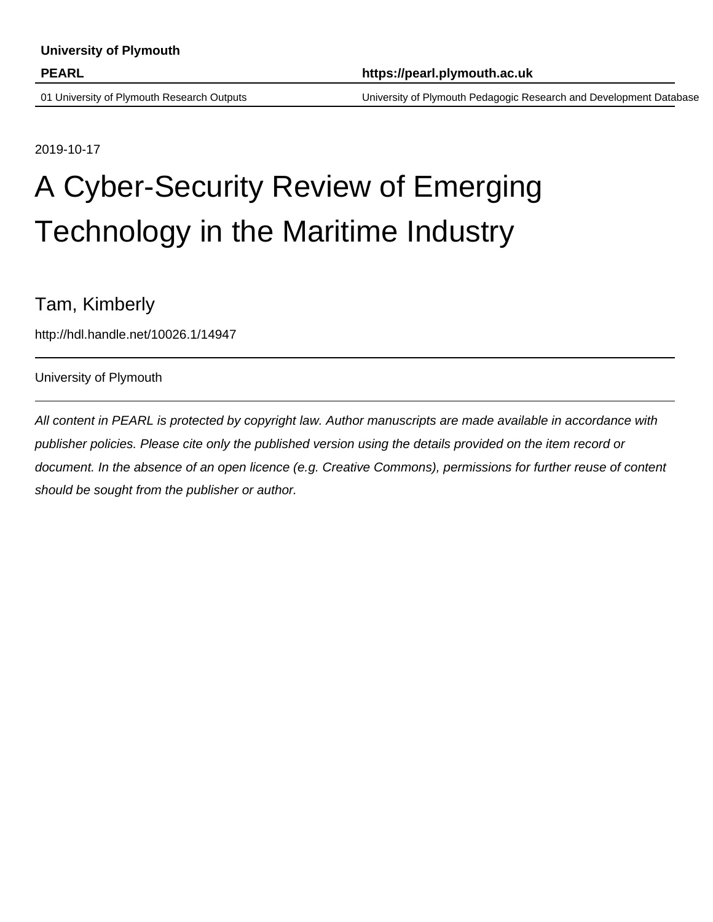**University of Plymouth**

**PEARL** **https://pearl.plymouth.ac.uk**

01 University of Plymouth Research Outputs University of Plymouth Pedagogic Research and Development Database

2019-10-17

# A Cyber-Security Review of Emerging Technology in the Maritime Industry

Tam, Kimberly

http://hdl.handle.net/10026.1/14947

University of Plymouth

*All content in PEARL is protected by copyright law. Author manuscripts are made available in accordance with publisher policies. Please cite only the published version using the details provided on the item record or document. In the absence of an open licence (e.g. Creative Commons), permissions for further reuse of content should be sought from the publisher or author.*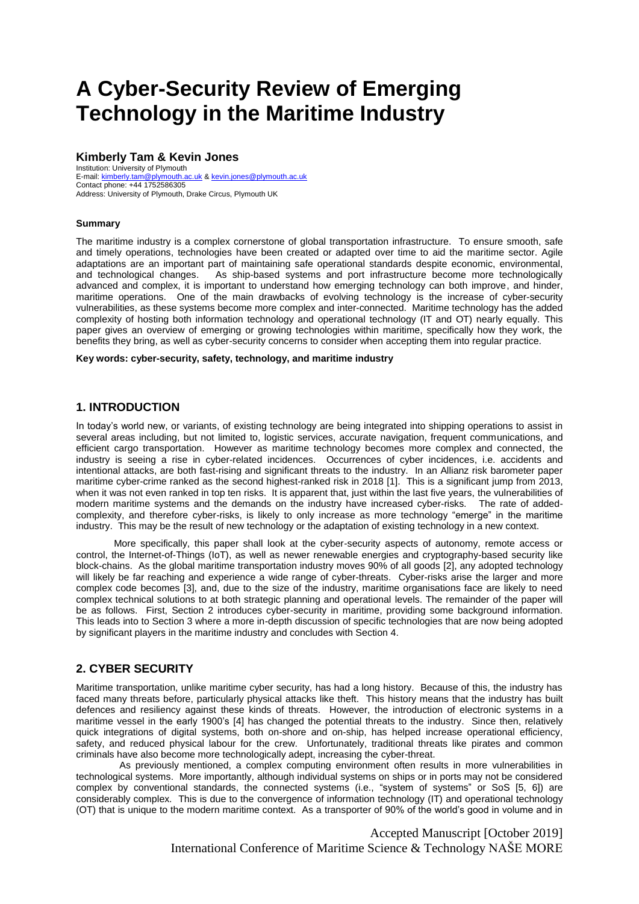# A Cyber-Security Review of Emerging Technology in the Maritime Industry

**Kimberly Tam & Kevin Jones**

Institution: University of Plymouth
E-mail: kimberly.tam@plymouth.ac.uk & kevin.jones@plymouth.ac.uk
Contact phone: +44 1752586305
Address: University of Plymouth, Drake Circus, Plymouth UK

#### Summary

The maritime industry is a complex cornerstone of global transportation infrastructure. To ensure smooth, safe and timely operations, technologies have been created or adapted over time to aid the maritime sector. Agile adaptations are an important part of maintaining safe operational standards despite economic, environmental, and technological changes. As ship-based systems and port infrastructure become more technologically advanced and complex, it is important to understand how emerging technology can both improve, and hinder, maritime operations. One of the main drawbacks of evolving technology is the increase of cyber-security vulnerabilities, as these systems become more complex and inter-connected. Maritime technology has the added complexity of hosting both information technology and operational technology (IT and OT) nearly equally. This paper gives an overview of emerging or growing technologies within maritime, specifically how they work, the benefits they bring, as well as cyber-security concerns to consider when accepting them into regular practice.

**Key words: cyber-security, safety, technology, and maritime industry**

## 1. INTRODUCTION

In today's world new, or variants, of existing technology are being integrated into shipping operations to assist in several areas including, but not limited to, logistic services, accurate navigation, frequent communications, and efficient cargo transportation. However as maritime technology becomes more complex and connected, the industry is seeing a rise in cyber-related incidences. Occurrences of cyber incidences, i.e. accidents and intentional attacks, are both fast-rising and significant threats to the industry. In an Allianz risk barometer paper maritime cyber-crime ranked as the second highest-ranked risk in 2018 [1]. This is a significant jump from 2013, when it was not even ranked in top ten risks. It is apparent that, just within the last five years, the vulnerabilities of modern maritime systems and the demands on the industry have increased cyber-risks. The rate of added-complexity, and therefore cyber-risks, is likely to only increase as more technology "emerge" in the maritime industry. This may be the result of new technology or the adaptation of existing technology in a new context.

More specifically, this paper shall look at the cyber-security aspects of autonomy, remote access or control, the Internet-of-Things (IoT), as well as newer renewable energies and cryptography-based security like block-chains. As the global maritime transportation industry moves 90% of all goods [2], any adopted technology will likely be far reaching and experience a wide range of cyber-threats. Cyber-risks arise the larger and more complex code becomes [3], and, due to the size of the industry, maritime organisations face are likely to need complex technical solutions to at both strategic planning and operational levels. The remainder of the paper will be as follows. First, Section 2 introduces cyber-security in maritime, providing some background information. This leads into to Section 3 where a more in-depth discussion of specific technologies that are now being adopted by significant players in the maritime industry and concludes with Section 4.

## 2. CYBER SECURITY

Maritime transportation, unlike maritime cyber security, has had a long history. Because of this, the industry has faced many threats before, particularly physical attacks like theft. This history means that the industry has built defences and resiliency against these kinds of threats. However, the introduction of electronic systems in a maritime vessel in the early 1900's [4] has changed the potential threats to the industry. Since then, relatively quick integrations of digital systems, both on-shore and on-ship, has helped increase operational efficiency, safety, and reduced physical labour for the crew. Unfortunately, traditional threats like pirates and common criminals have also become more technologically adept, increasing the cyber-threat.

As previously mentioned, a complex computing environment often results in more vulnerabilities in technological systems. More importantly, although individual systems on ships or in ports may not be considered complex by conventional standards, the connected systems (i.e., "system of systems" or SoS [5, 6]) are considerably complex. This is due to the convergence of information technology (IT) and operational technology (OT) that is unique to the modern maritime context. As a transporter of 90% of the world's good in volume and in

Accepted Manuscript [October 2019]
International Conference of Maritime Science & Technology NAŠE MORE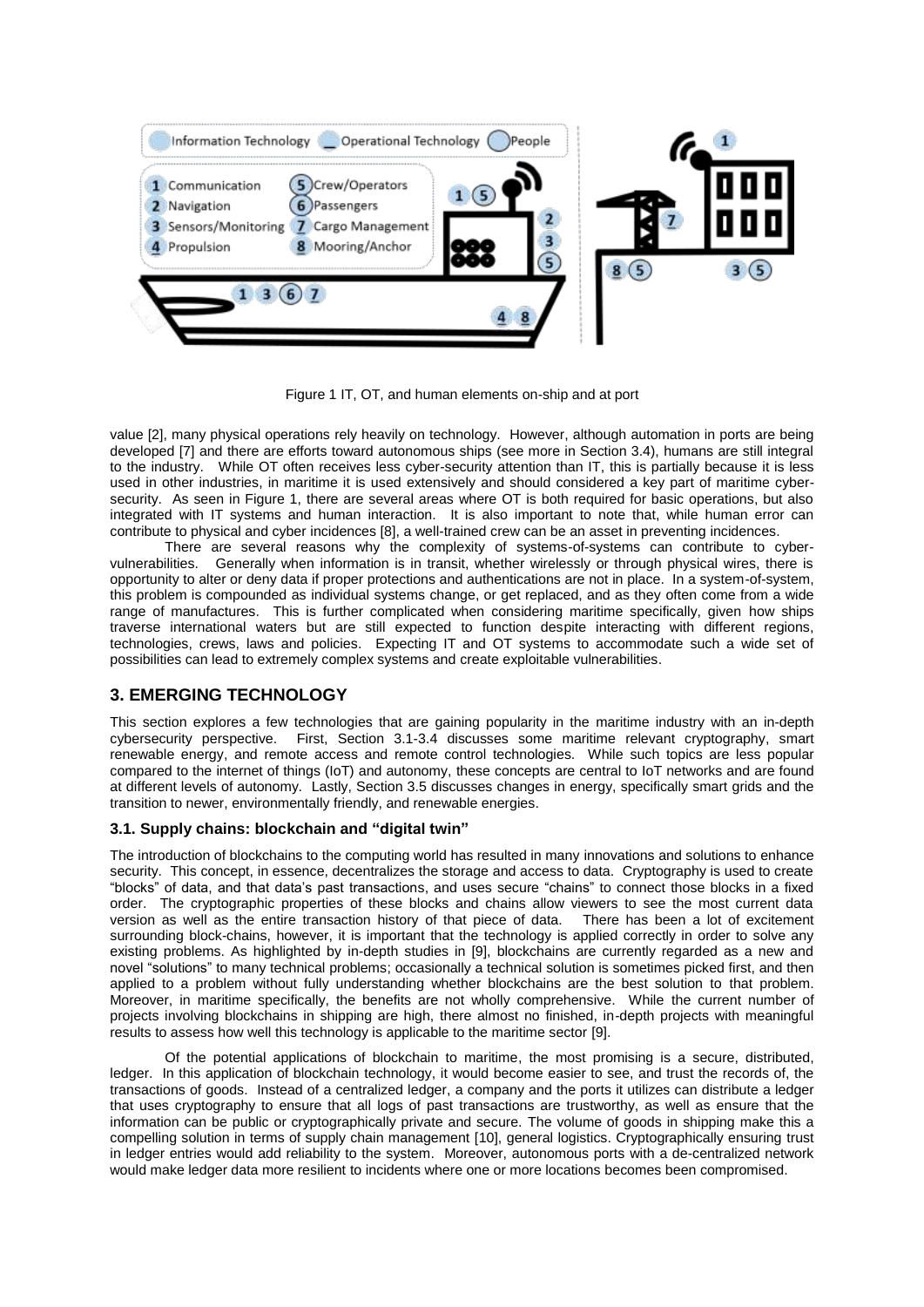Figure 1 IT, OT, and human elements on-ship and at port

value [2], many physical operations rely heavily on technology. However, although automation in ports are being developed [7] and there are efforts toward autonomous ships (see more in Section 3.4), humans are still integral to the industry. While OT often receives less cyber-security attention than IT, this is partially because it is less used in other industries, in maritime it is used extensively and should considered a key part of maritime cyber-security. As seen in Figure 1, there are several areas where OT is both required for basic operations, but also integrated with IT systems and human interaction. It is also important to note that, while human error can contribute to physical and cyber incidences [8], a well-trained crew can be an asset in preventing incidences.

There are several reasons why the complexity of systems-of-systems can contribute to cyber-vulnerabilities. Generally when information is in transit, whether wirelessly or through physical wires, there is opportunity to alter or deny data if proper protections and authentications are not in place. In a system-of-system, this problem is compounded as individual systems change, or get replaced, and as they often come from a wide range of manufactures. This is further complicated when considering maritime specifically, given how ships traverse international waters but are still expected to function despite interacting with different regions, technologies, crews, laws and policies. Expecting IT and OT systems to accommodate such a wide set of possibilities can lead to extremely complex systems and create exploitable vulnerabilities.

## 3. EMERGING TECHNOLOGY

This section explores a few technologies that are gaining popularity in the maritime industry with an in-depth cybersecurity perspective. First, Section 3.1-3.4 discusses some maritime relevant cryptography, smart renewable energy, and remote access and remote control technologies. While such topics are less popular compared to the internet of things (IoT) and autonomy, these concepts are central to IoT networks and are found at different levels of autonomy. Lastly, Section 3.5 discusses changes in energy, specifically smart grids and the transition to newer, environmentally friendly, and renewable energies.

### 3.1. Supply chains: blockchain and "digital twin"

The introduction of blockchains to the computing world has resulted in many innovations and solutions to enhance security. This concept, in essence, decentralizes the storage and access to data. Cryptography is used to create "blocks" of data, and that data's past transactions, and uses secure "chains" to connect those blocks in a fixed order. The cryptographic properties of these blocks and chains allow viewers to see the most current data version as well as the entire transaction history of that piece of data. There has been a lot of excitement surrounding block-chains, however, it is important that the technology is applied correctly in order to solve any existing problems. As highlighted by in-depth studies in [9], blockchains are currently regarded as a new and novel "solutions" to many technical problems; occasionally a technical solution is sometimes picked first, and then applied to a problem without fully understanding whether blockchains are the best solution to that problem. Moreover, in maritime specifically, the benefits are not wholly comprehensive. While the current number of projects involving blockchains in shipping are high, there almost no finished, in-depth projects with meaningful results to assess how well this technology is applicable to the maritime sector [9].

Of the potential applications of blockchain to maritime, the most promising is a secure, distributed, ledger. In this application of blockchain technology, it would become easier to see, and trust the records of, the transactions of goods. Instead of a centralized ledger, a company and the ports it utilizes can distribute a ledger that uses cryptography to ensure that all logs of past transactions are trustworthy, as well as ensure that the information can be public or cryptographically private and secure. The volume of goods in shipping make this a compelling solution in terms of supply chain management [10], general logistics. Cryptographically ensuring trust in ledger entries would add reliability to the system. Moreover, autonomous ports with a de-centralized network would make ledger data more resilient to incidents where one or more locations becomes been compromised.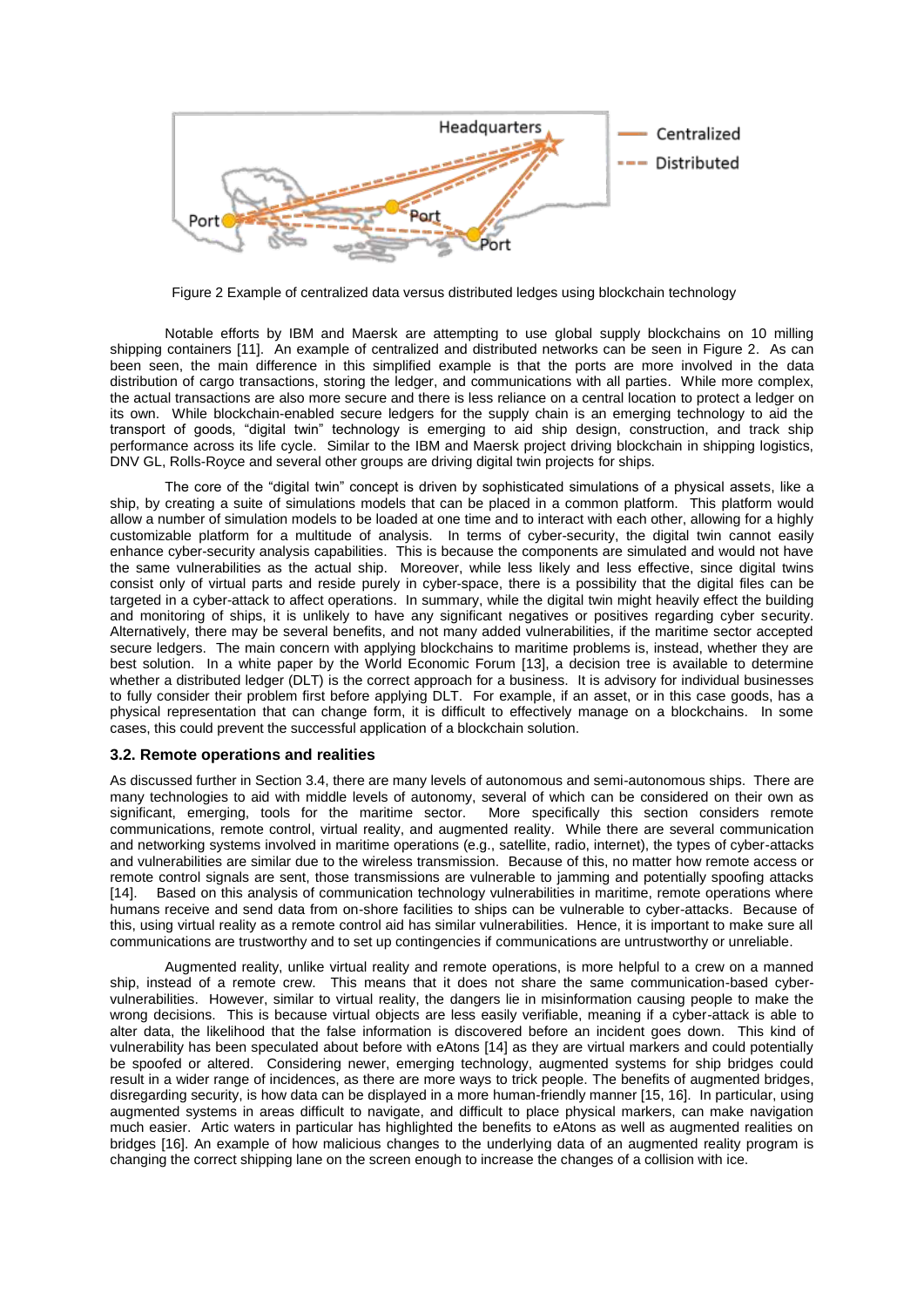Figure 2 Example of centralized data versus distributed ledges using blockchain technology

Notable efforts by IBM and Maersk are attempting to use global supply blockchains on 10 milling shipping containers [11]. An example of centralized and distributed networks can be seen in Figure 2. As can been seen, the main difference in this simplified example is that the ports are more involved in the data distribution of cargo transactions, storing the ledger, and communications with all parties. While more complex, the actual transactions are also more secure and there is less reliance on a central location to protect a ledger on its own. While blockchain-enabled secure ledgers for the supply chain is an emerging technology to aid the transport of goods, "digital twin" technology is emerging to aid ship design, construction, and track ship performance across its life cycle. Similar to the IBM and Maersk project driving blockchain in shipping logistics, DNV GL, Rolls-Royce and several other groups are driving digital twin projects for ships.

The core of the "digital twin" concept is driven by sophisticated simulations of a physical assets, like a ship, by creating a suite of simulations models that can be placed in a common platform. This platform would allow a number of simulation models to be loaded at one time and to interact with each other, allowing for a highly customizable platform for a multitude of analysis. In terms of cyber-security, the digital twin cannot easily enhance cyber-security analysis capabilities. This is because the components are simulated and would not have the same vulnerabilities as the actual ship. Moreover, while less likely and less effective, since digital twins consist only of virtual parts and reside purely in cyber-space, there is a possibility that the digital files can be targeted in a cyber-attack to affect operations. In summary, while the digital twin might heavily effect the building and monitoring of ships, it is unlikely to have any significant negatives or positives regarding cyber security. Alternatively, there may be several benefits, and not many added vulnerabilities, if the maritime sector accepted secure ledgers. The main concern with applying blockchains to maritime problems is, instead, whether they are best solution. In a white paper by the World Economic Forum [13], a decision tree is available to determine whether a distributed ledger (DLT) is the correct approach for a business. It is advisory for individual businesses to fully consider their problem first before applying DLT. For example, if an asset, or in this case goods, has a physical representation that can change form, it is difficult to effectively manage on a blockchains. In some cases, this could prevent the successful application of a blockchain solution.

### 3.2. Remote operations and realities

As discussed further in Section 3.4, there are many levels of autonomous and semi-autonomous ships. There are many technologies to aid with middle levels of autonomy, several of which can be considered on their own as significant, emerging, tools for the maritime sector. More specifically this section considers remote communications, remote control, virtual reality, and augmented reality. While there are several communication and networking systems involved in maritime operations (e.g., satellite, radio, internet), the types of cyber-attacks and vulnerabilities are similar due to the wireless transmission. Because of this, no matter how remote access or remote control signals are sent, those transmissions are vulnerable to jamming and potentially spoofing attacks [14]. Based on this analysis of communication technology vulnerabilities in maritime, remote operations where humans receive and send data from on-shore facilities to ships can be vulnerable to cyber-attacks. Because of this, using virtual reality as a remote control aid has similar vulnerabilities. Hence, it is important to make sure all communications are trustworthy and to set up contingencies if communications are untrustworthy or unreliable.

Augmented reality, unlike virtual reality and remote operations, is more helpful to a crew on a manned ship, instead of a remote crew. This means that it does not share the same communication-based cyber-vulnerabilities. However, similar to virtual reality, the dangers lie in misinformation causing people to make the wrong decisions. This is because virtual objects are less easily verifiable, meaning if a cyber-attack is able to alter data, the likelihood that the false information is discovered before an incident goes down. This kind of vulnerability has been speculated about before with eAtons [14] as they are virtual markers and could potentially be spoofed or altered. Considering newer, emerging technology, augmented systems for ship bridges could result in a wider range of incidences, as there are more ways to trick people. The benefits of augmented bridges, disregarding security, is how data can be displayed in a more human-friendly manner [15, 16]. In particular, using augmented systems in areas difficult to navigate, and difficult to place physical markers, can make navigation much easier. Artic waters in particular has highlighted the benefits to eAtons as well as augmented realities on bridges [16]. An example of how malicious changes to the underlying data of an augmented reality program is changing the correct shipping lane on the screen enough to increase the changes of a collision with ice.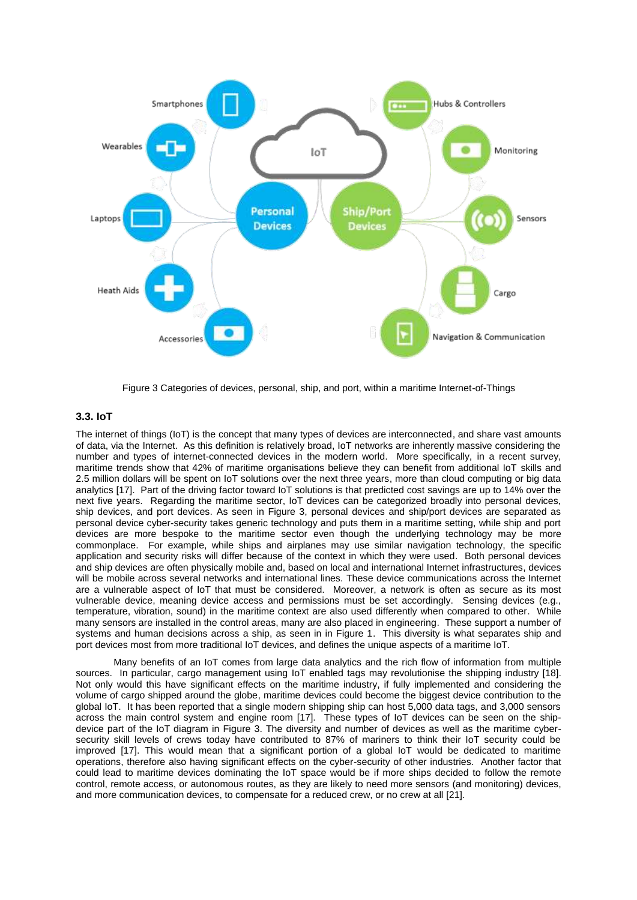Figure 3 Categories of devices, personal, ship, and port, within a maritime Internet-of-Things

### 3.3. IoT

The internet of things (IoT) is the concept that many types of devices are interconnected, and share vast amounts of data, via the Internet. As this definition is relatively broad, IoT networks are inherently massive considering the number and types of internet-connected devices in the modern world. More specifically, in a recent survey, maritime trends show that 42% of maritime organisations believe they can benefit from additional IoT skills and 2.5 million dollars will be spent on IoT solutions over the next three years, more than cloud computing or big data analytics [17]. Part of the driving factor toward IoT solutions is that predicted cost savings are up to 14% over the next five years. Regarding the maritime sector, IoT devices can be categorized broadly into personal devices, ship devices, and port devices. As seen in Figure 3, personal devices and ship/port devices are separated as personal device cyber-security takes generic technology and puts them in a maritime setting, while ship and port devices are more bespoke to the maritime sector even though the underlying technology may be more commonplace. For example, while ships and airplanes may use similar navigation technology, the specific application and security risks will differ because of the context in which they were used. Both personal devices and ship devices are often physically mobile and, based on local and international Internet infrastructures, devices will be mobile across several networks and international lines. These device communications across the Internet are a vulnerable aspect of IoT that must be considered. Moreover, a network is often as secure as its most vulnerable device, meaning device access and permissions must be set accordingly. Sensing devices (e.g., temperature, vibration, sound) in the maritime context are also used differently when compared to other. While many sensors are installed in the control areas, many are also placed in engineering. These support a number of systems and human decisions across a ship, as seen in in Figure 1. This diversity is what separates ship and port devices most from more traditional IoT devices, and defines the unique aspects of a maritime IoT.

Many benefits of an IoT comes from large data analytics and the rich flow of information from multiple sources. In particular, cargo management using IoT enabled tags may revolutionise the shipping industry [18]. Not only would this have significant effects on the maritime industry, if fully implemented and considering the volume of cargo shipped around the globe, maritime devices could become the biggest device contribution to the global IoT. It has been reported that a single modern shipping ship can host 5,000 data tags, and 3,000 sensors across the main control system and engine room [17]. These types of IoT devices can be seen on the ship-device part of the IoT diagram in Figure 3. The diversity and number of devices as well as the maritime cyber-security skill levels of crews today have contributed to 87% of mariners to think their IoT security could be improved [17]. This would mean that a significant portion of a global IoT would be dedicated to maritime operations, therefore also having significant effects on the cyber-security of other industries. Another factor that could lead to maritime devices dominating the IoT space would be if more ships decided to follow the remote control, remote access, or autonomous routes, as they are likely to need more sensors (and monitoring) devices, and more communication devices, to compensate for a reduced crew, or no crew at all [21].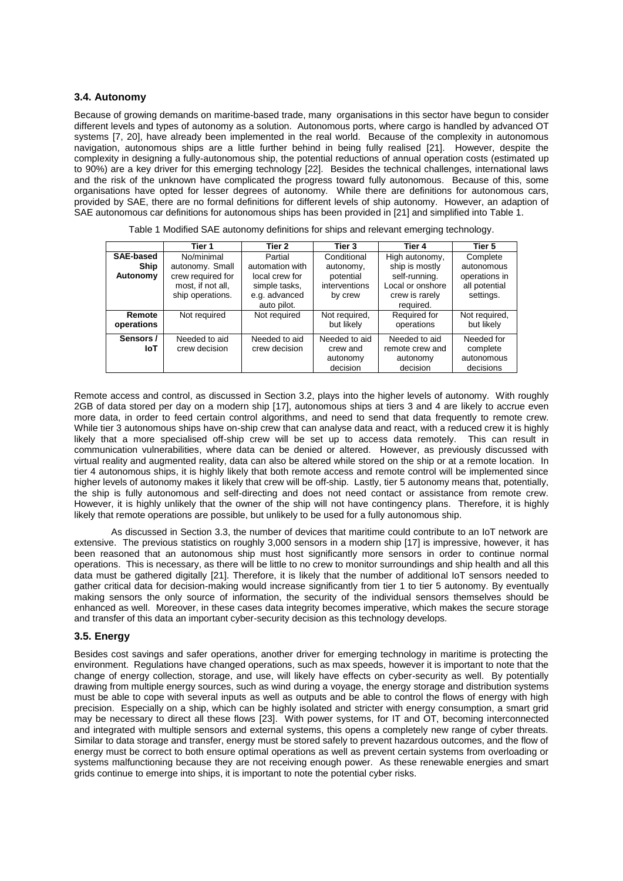### 3.4. Autonomy

Because of growing demands on maritime-based trade, many organisations in this sector have begun to consider different levels and types of autonomy as a solution. Autonomous ports, where cargo is handled by advanced OT systems [7, 20], have already been implemented in the real world. Because of the complexity in autonomous navigation, autonomous ships are a little further behind in being fully realised [21]. However, despite the complexity in designing a fully-autonomous ship, the potential reductions of annual operation costs (estimated up to 90%) are a key driver for this emerging technology [22]. Besides the technical challenges, international laws and the risk of the unknown have complicated the progress toward fully autonomous. Because of this, some organisations have opted for lesser degrees of autonomy. While there are definitions for autonomous cars, provided by SAE, there are no formal definitions for different levels of ship autonomy. However, an adaption of SAE autonomous car definitions for autonomous ships has been provided in [21] and simplified into Table 1.

Table 1 Modified SAE autonomy definitions for ships and relevant emerging technology.

| | Tier 1 | Tier 2 | Tier 3 | Tier 4 | Tier 5 |
|---|---|---|---|---|---|
| **SAE-based Ship Autonomy** | No/minimal autonomy. Small crew required for most, if not all, ship operations. | Partial automation with local crew for simple tasks, e.g. advanced auto pilot. | Conditional autonomy, potential interventions by crew | High autonomy, ship is mostly self-running. Local or onshore crew is rarely required. | Complete autonomous operations in all potential settings. |
| **Remote operations** | Not required | Not required | Not required, but likely | Required for operations | Not required, but likely |
| **Sensors / IoT** | Needed to aid crew decision | Needed to aid crew decision | Needed to aid crew and autonomy decision | Needed to aid remote crew and autonomy decision | Needed for complete autonomous decisions |

Remote access and control, as discussed in Section 3.2, plays into the higher levels of autonomy. With roughly 2GB of data stored per day on a modern ship [17], autonomous ships at tiers 3 and 4 are likely to accrue even more data, in order to feed certain control algorithms, and need to send that data frequently to remote crew. While tier 3 autonomous ships have on-ship crew that can analyse data and react, with a reduced crew it is highly likely that a more specialised off-ship crew will be set up to access data remotely. This can result in communication vulnerabilities, where data can be denied or altered. However, as previously discussed with virtual reality and augmented reality, data can also be altered while stored on the ship or at a remote location. In tier 4 autonomous ships, it is highly likely that both remote access and remote control will be implemented since higher levels of autonomy makes it likely that crew will be off-ship. Lastly, tier 5 autonomy means that, potentially, the ship is fully autonomous and self-directing and does not need contact or assistance from remote crew. However, it is highly unlikely that the owner of the ship will not have contingency plans. Therefore, it is highly likely that remote operations are possible, but unlikely to be used for a fully autonomous ship.

As discussed in Section 3.3, the number of devices that maritime could contribute to an IoT network are extensive. The previous statistics on roughly 3,000 sensors in a modern ship [17] is impressive, however, it has been reasoned that an autonomous ship must host significantly more sensors in order to continue normal operations. This is necessary, as there will be little to no crew to monitor surroundings and ship health and all this data must be gathered digitally [21]. Therefore, it is likely that the number of additional IoT sensors needed to gather critical data for decision-making would increase significantly from tier 1 to tier 5 autonomy. By eventually making sensors the only source of information, the security of the individual sensors themselves should be enhanced as well. Moreover, in these cases data integrity becomes imperative, which makes the secure storage and transfer of this data an important cyber-security decision as this technology develops.

### 3.5. Energy

Besides cost savings and safer operations, another driver for emerging technology in maritime is protecting the environment. Regulations have changed operations, such as max speeds, however it is important to note that the change of energy collection, storage, and use, will likely have effects on cyber-security as well. By potentially drawing from multiple energy sources, such as wind during a voyage, the energy storage and distribution systems must be able to cope with several inputs as well as outputs and be able to control the flows of energy with high precision. Especially on a ship, which can be highly isolated and stricter with energy consumption, a smart grid may be necessary to direct all these flows [23]. With power systems, for IT and OT, becoming interconnected and integrated with multiple sensors and external systems, this opens a completely new range of cyber threats. Similar to data storage and transfer, energy must be stored safely to prevent hazardous outcomes, and the flow of energy must be correct to both ensure optimal operations as well as prevent certain systems from overloading or systems malfunctioning because they are not receiving enough power. As these renewable energies and smart grids continue to emerge into ships, it is important to note the potential cyber risks.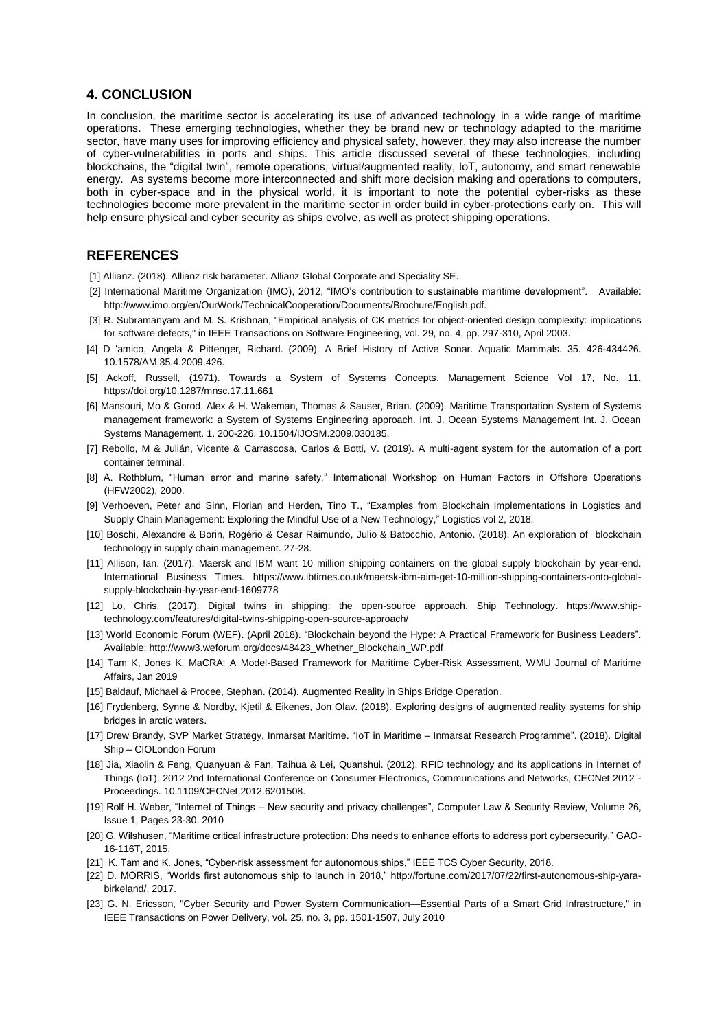## 4. CONCLUSION

In conclusion, the maritime sector is accelerating its use of advanced technology in a wide range of maritime operations. These emerging technologies, whether they be brand new or technology adapted to the maritime sector, have many uses for improving efficiency and physical safety, however, they may also increase the number of cyber-vulnerabilities in ports and ships. This article discussed several of these technologies, including blockchains, the "digital twin", remote operations, virtual/augmented reality, IoT, autonomy, and smart renewable energy. As systems become more interconnected and shift more decision making and operations to computers, both in cyber-space and in the physical world, it is important to note the potential cyber-risks as these technologies become more prevalent in the maritime sector in order build in cyber-protections early on. This will help ensure physical and cyber security as ships evolve, as well as protect shipping operations.

## REFERENCES

[1] Allianz. (2018). Allianz risk barameter. Allianz Global Corporate and Speciality SE.

[2] International Maritime Organization (IMO), 2012, "IMO's contribution to sustainable maritime development". Available: http://www.imo.org/en/OurWork/TechnicalCooperation/Documents/Brochure/English.pdf.

[3] R. Subramanyam and M. S. Krishnan, "Empirical analysis of CK metrics for object-oriented design complexity: implications for software defects," in IEEE Transactions on Software Engineering, vol. 29, no. 4, pp. 297-310, April 2003.

[4] D 'amico, Angela & Pittenger, Richard. (2009). A Brief History of Active Sonar. Aquatic Mammals. 35. 426-434426. 10.1578/AM.35.4.2009.426.

[5] Ackoff, Russell, (1971). Towards a System of Systems Concepts. Management Science Vol 17, No. 11. https://doi.org/10.1287/mnsc.17.11.661

[6] Mansouri, Mo & Gorod, Alex & H. Wakeman, Thomas & Sauser, Brian. (2009). Maritime Transportation System of Systems management framework: a System of Systems Engineering approach. Int. J. Ocean Systems Management Int. J. Ocean Systems Management. 1. 200-226. 10.1504/IJOSM.2009.030185.

[7] Rebollo, M & Julián, Vicente & Carrascosa, Carlos & Botti, V. (2019). A multi-agent system for the automation of a port container terminal.

[8] A. Rothblum, "Human error and marine safety," International Workshop on Human Factors in Offshore Operations (HFW2002), 2000.

[9] Verhoeven, Peter and Sinn, Florian and Herden, Tino T., "Examples from Blockchain Implementations in Logistics and Supply Chain Management: Exploring the Mindful Use of a New Technology," Logistics vol 2, 2018.

[10] Boschi, Alexandre & Borin, Rogério & Cesar Raimundo, Julio & Batocchio, Antonio. (2018). An exploration of blockchain technology in supply chain management. 27-28.

[11] Allison, Ian. (2017). Maersk and IBM want 10 million shipping containers on the global supply blockchain by year-end. International Business Times. https://www.ibtimes.co.uk/maersk-ibm-aim-get-10-million-shipping-containers-onto-global-supply-blockchain-by-year-end-1609778

[12] Lo, Chris. (2017). Digital twins in shipping: the open-source approach. Ship Technology. https://www.ship-technology.com/features/digital-twins-shipping-open-source-approach/

[13] World Economic Forum (WEF). (April 2018). "Blockchain beyond the Hype: A Practical Framework for Business Leaders". Available: http://www3.weforum.org/docs/48423_Whether_Blockchain_WP.pdf

[14] Tam K, Jones K. MaCRA: A Model-Based Framework for Maritime Cyber-Risk Assessment, WMU Journal of Maritime Affairs, Jan 2019

[15] Baldauf, Michael & Procee, Stephan. (2014). Augmented Reality in Ships Bridge Operation.

[16] Frydenberg, Synne & Nordby, Kjetil & Eikenes, Jon Olav. (2018). Exploring designs of augmented reality systems for ship bridges in arctic waters.

[17] Drew Brandy, SVP Market Strategy, Inmarsat Maritime. "IoT in Maritime – Inmarsat Research Programme". (2018). Digital Ship – CIOLondon Forum

[18] Jia, Xiaolin & Feng, Quanyuan & Fan, Taihua & Lei, Quanshui. (2012). RFID technology and its applications in Internet of Things (IoT). 2012 2nd International Conference on Consumer Electronics, Communications and Networks, CECNet 2012 - Proceedings. 10.1109/CECNet.2012.6201508.

[19] Rolf H. Weber, "Internet of Things – New security and privacy challenges", Computer Law & Security Review, Volume 26, Issue 1, Pages 23-30. 2010

[20] G. Wilshusen, "Maritime critical infrastructure protection: Dhs needs to enhance efforts to address port cybersecurity," GAO-16-116T, 2015.

[21] K. Tam and K. Jones, "Cyber-risk assessment for autonomous ships," IEEE TCS Cyber Security, 2018.

[22] D. MORRIS, "Worlds first autonomous ship to launch in 2018," http://fortune.com/2017/07/22/first-autonomous-ship-yara-birkeland/, 2017.

[23] G. N. Ericsson, "Cyber Security and Power System Communication—Essential Parts of a Smart Grid Infrastructure," in IEEE Transactions on Power Delivery, vol. 25, no. 3, pp. 1501-1507, July 2010